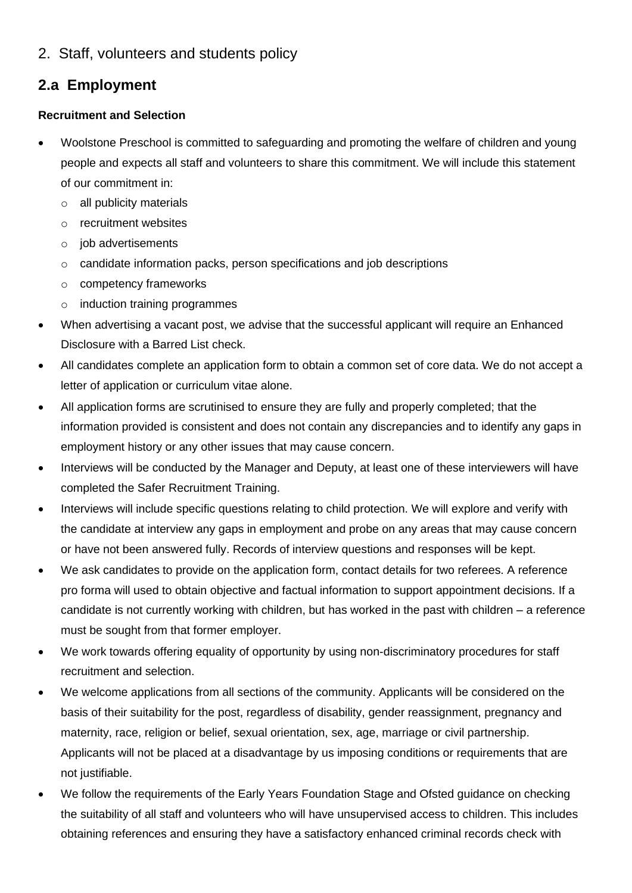# 2. Staff, volunteers and students policy

## 2.a Employment

### Recruitment and Selection

- Woolstone Preschool is committed to safeguarding and promoting the welfare of children and young people and expects all staff and volunteers to share this commitment. We will include this statement of our commitment in:
  - all publicity materials
  - recruitment websites
  - job advertisements
  - candidate information packs, person specifications and job descriptions
  - competency frameworks
  - induction training programmes
- When advertising a vacant post, we advise that the successful applicant will require an Enhanced Disclosure with a Barred List check.
- All candidates complete an application form to obtain a common set of core data. We do not accept a letter of application or curriculum vitae alone.
- All application forms are scrutinised to ensure they are fully and properly completed; that the information provided is consistent and does not contain any discrepancies and to identify any gaps in employment history or any other issues that may cause concern.
- Interviews will be conducted by the Manager and Deputy, at least one of these interviewers will have completed the Safer Recruitment Training.
- Interviews will include specific questions relating to child protection. We will explore and verify with the candidate at interview any gaps in employment and probe on any areas that may cause concern or have not been answered fully. Records of interview questions and responses will be kept.
- We ask candidates to provide on the application form, contact details for two referees. A reference pro forma will used to obtain objective and factual information to support appointment decisions. If a candidate is not currently working with children, but has worked in the past with children – a reference must be sought from that former employer.
- We work towards offering equality of opportunity by using non-discriminatory procedures for staff recruitment and selection.
- We welcome applications from all sections of the community. Applicants will be considered on the basis of their suitability for the post, regardless of disability, gender reassignment, pregnancy and maternity, race, religion or belief, sexual orientation, sex, age, marriage or civil partnership. Applicants will not be placed at a disadvantage by us imposing conditions or requirements that are not justifiable.
- We follow the requirements of the Early Years Foundation Stage and Ofsted guidance on checking the suitability of all staff and volunteers who will have unsupervised access to children. This includes obtaining references and ensuring they have a satisfactory enhanced criminal records check with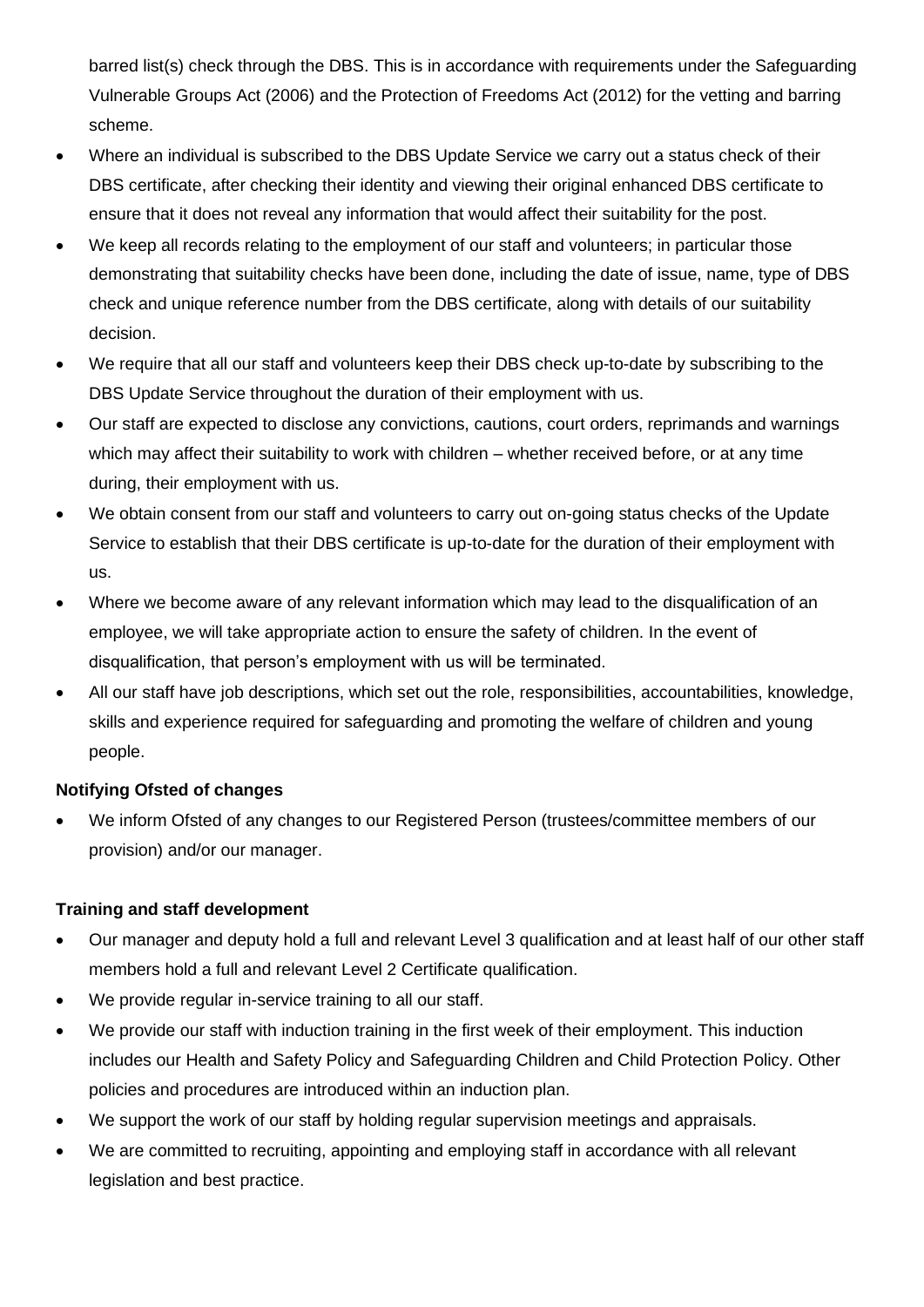barred list(s) check through the DBS. This is in accordance with requirements under the Safeguarding Vulnerable Groups Act (2006) and the Protection of Freedoms Act (2012) for the vetting and barring scheme.

- Where an individual is subscribed to the DBS Update Service we carry out a status check of their DBS certificate, after checking their identity and viewing their original enhanced DBS certificate to ensure that it does not reveal any information that would affect their suitability for the post.
- We keep all records relating to the employment of our staff and volunteers; in particular those demonstrating that suitability checks have been done, including the date of issue, name, type of DBS check and unique reference number from the DBS certificate, along with details of our suitability decision.
- We require that all our staff and volunteers keep their DBS check up-to-date by subscribing to the DBS Update Service throughout the duration of their employment with us.
- Our staff are expected to disclose any convictions, cautions, court orders, reprimands and warnings which may affect their suitability to work with children – whether received before, or at any time during, their employment with us.
- We obtain consent from our staff and volunteers to carry out on-going status checks of the Update Service to establish that their DBS certificate is up-to-date for the duration of their employment with us.
- Where we become aware of any relevant information which may lead to the disqualification of an employee, we will take appropriate action to ensure the safety of children. In the event of disqualification, that person's employment with us will be terminated.
- All our staff have job descriptions, which set out the role, responsibilities, accountabilities, knowledge, skills and experience required for safeguarding and promoting the welfare of children and young people.

**Notifying Ofsted of changes**

- We inform Ofsted of any changes to our Registered Person (trustees/committee members of our provision) and/or our manager.

**Training and staff development**

- Our manager and deputy hold a full and relevant Level 3 qualification and at least half of our other staff members hold a full and relevant Level 2 Certificate qualification.
- We provide regular in-service training to all our staff.
- We provide our staff with induction training in the first week of their employment. This induction includes our Health and Safety Policy and Safeguarding Children and Child Protection Policy. Other policies and procedures are introduced within an induction plan.
- We support the work of our staff by holding regular supervision meetings and appraisals.
- We are committed to recruiting, appointing and employing staff in accordance with all relevant legislation and best practice.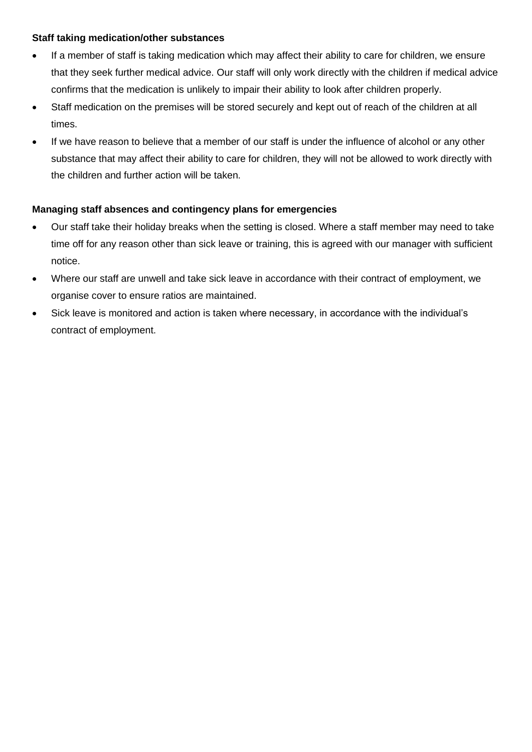**Staff taking medication/other substances**

- If a member of staff is taking medication which may affect their ability to care for children, we ensure that they seek further medical advice. Our staff will only work directly with the children if medical advice confirms that the medication is unlikely to impair their ability to look after children properly.
- Staff medication on the premises will be stored securely and kept out of reach of the children at all times.
- If we have reason to believe that a member of our staff is under the influence of alcohol or any other substance that may affect their ability to care for children, they will not be allowed to work directly with the children and further action will be taken.

**Managing staff absences and contingency plans for emergencies**

- Our staff take their holiday breaks when the setting is closed. Where a staff member may need to take time off for any reason other than sick leave or training, this is agreed with our manager with sufficient notice.
- Where our staff are unwell and take sick leave in accordance with their contract of employment, we organise cover to ensure ratios are maintained.
- Sick leave is monitored and action is taken where necessary, in accordance with the individual's contract of employment.